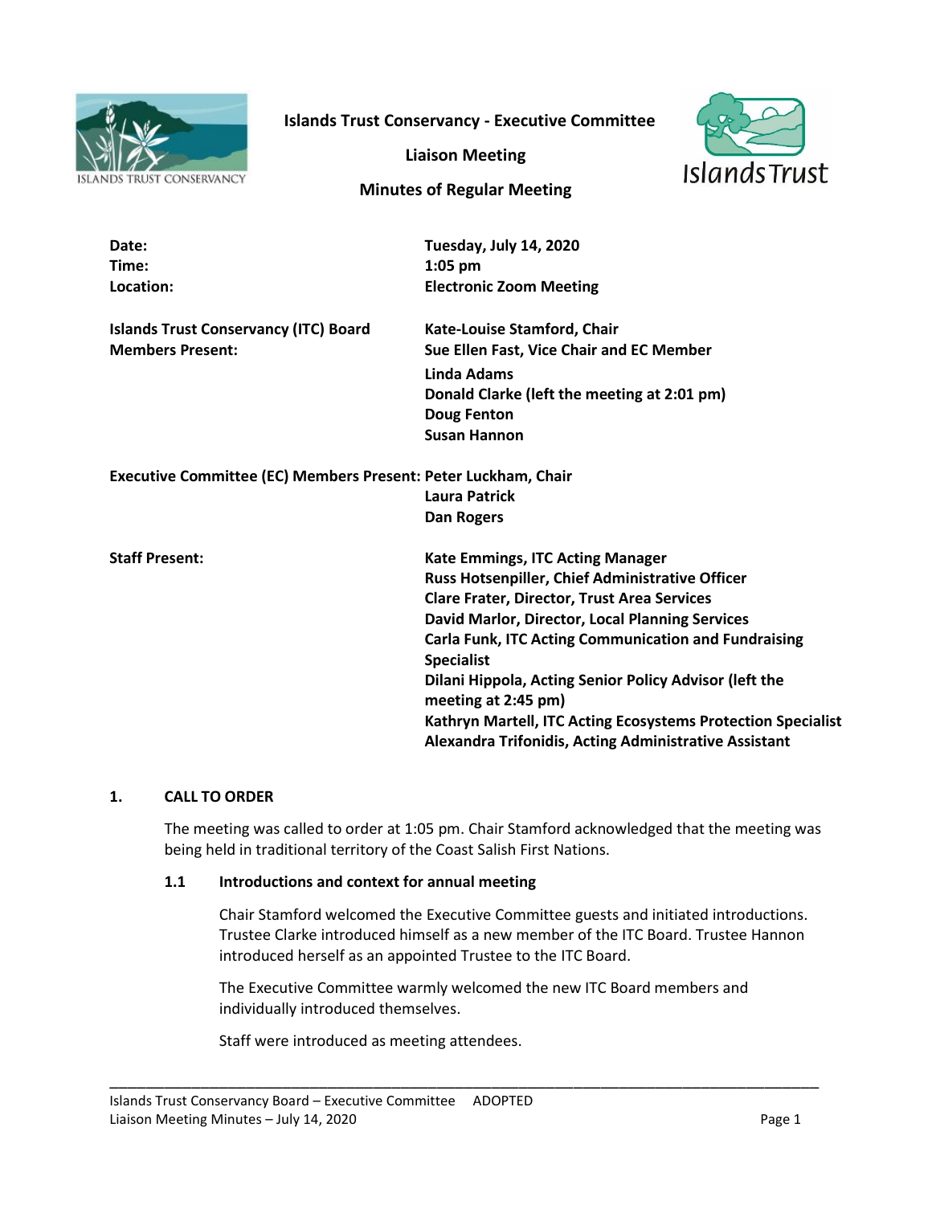# Islands Trust Conservancy - Executive Committee

## Liaison Meeting

## Minutes of Regular Meeting

| | |
|---|---|
| **Date:** | **Tuesday, July 14, 2020** |
| **Time:** | **1:05 pm** |
| **Location:** | **Electronic Zoom Meeting** |
| **Islands Trust Conservancy (ITC) Board Members Present:** | **Kate-Louise Stamford, Chair**<br>**Sue Ellen Fast, Vice Chair and EC Member**<br>**Linda Adams**<br>**Donald Clarke (left the meeting at 2:01 pm)**<br>**Doug Fenton**<br>**Susan Hannon** |
| **Executive Committee (EC) Members Present:** | **Peter Luckham, Chair**<br>**Laura Patrick**<br>**Dan Rogers** |
| **Staff Present:** | **Kate Emmings, ITC Acting Manager**<br>**Russ Hotsenpiller, Chief Administrative Officer**<br>**Clare Frater, Director, Trust Area Services**<br>**David Marlor, Director, Local Planning Services**<br>**Carla Funk, ITC Acting Communication and Fundraising Specialist**<br>**Dilani Hippola, Acting Senior Policy Advisor (left the meeting at 2:45 pm)**<br>**Kathryn Martell, ITC Acting Ecosystems Protection Specialist**<br>**Alexandra Trifonidis, Acting Administrative Assistant** |

## 1. CALL TO ORDER

The meeting was called to order at 1:05 pm. Chair Stamford acknowledged that the meeting was being held in traditional territory of the Coast Salish First Nations.

### 1.1 Introductions and context for annual meeting

Chair Stamford welcomed the Executive Committee guests and initiated introductions. Trustee Clarke introduced himself as a new member of the ITC Board. Trustee Hannon introduced herself as an appointed Trustee to the ITC Board.

The Executive Committee warmly welcomed the new ITC Board members and individually introduced themselves.

Staff were introduced as meeting attendees.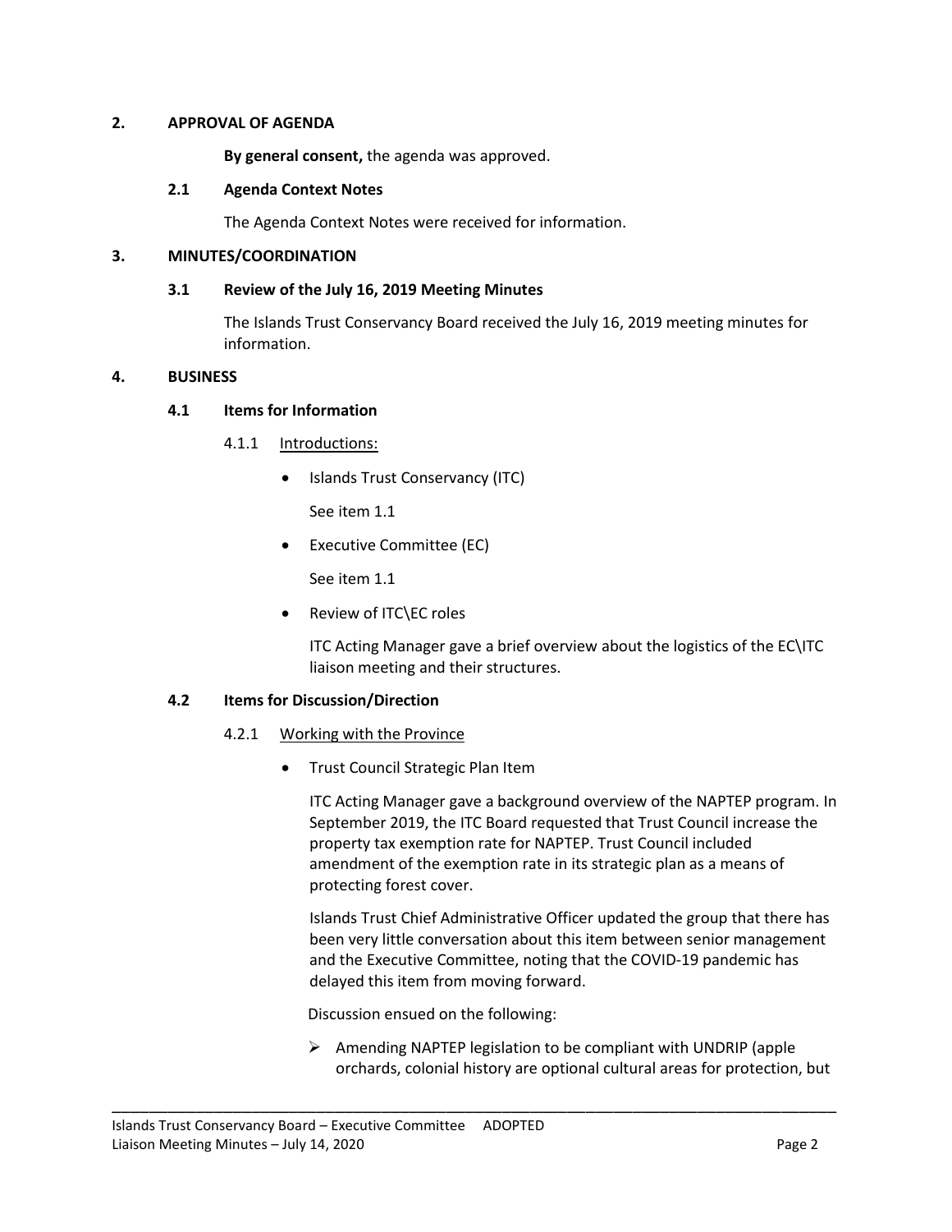## 2. APPROVAL OF AGENDA

**By general consent,** the agenda was approved.

### 2.1 Agenda Context Notes

The Agenda Context Notes were received for information.

## 3. MINUTES/COORDINATION

### 3.1 Review of the July 16, 2019 Meeting Minutes

The Islands Trust Conservancy Board received the July 16, 2019 meeting minutes for information.

## 4. BUSINESS

### 4.1 Items for Information

4.1.1 Introductions:

- Islands Trust Conservancy (ITC)

  See item 1.1

- Executive Committee (EC)

  See item 1.1

- Review of ITC\EC roles

  ITC Acting Manager gave a brief overview about the logistics of the EC\ITC liaison meeting and their structures.

### 4.2 Items for Discussion/Direction

4.2.1 Working with the Province

- Trust Council Strategic Plan Item

  ITC Acting Manager gave a background overview of the NAPTEP program. In September 2019, the ITC Board requested that Trust Council increase the property tax exemption rate for NAPTEP. Trust Council included amendment of the exemption rate in its strategic plan as a means of protecting forest cover.

  Islands Trust Chief Administrative Officer updated the group that there has been very little conversation about this item between senior management and the Executive Committee, noting that the COVID-19 pandemic has delayed this item from moving forward.

  Discussion ensued on the following:

  - Amending NAPTEP legislation to be compliant with UNDRIP (apple orchards, colonial history are optional cultural areas for protection, but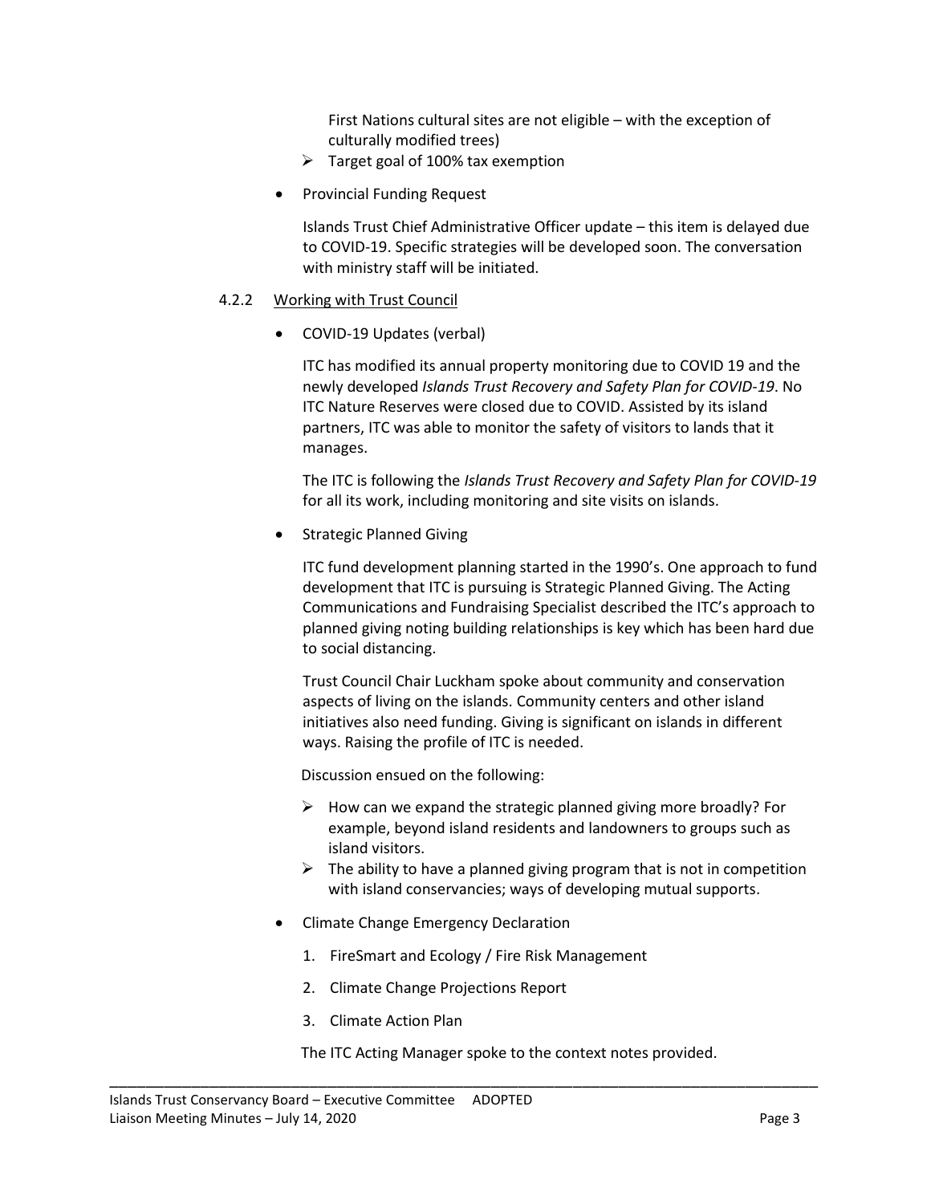First Nations cultural sites are not eligible – with the exception of culturally modified trees)

- Target goal of 100% tax exemption

- Provincial Funding Request

  Islands Trust Chief Administrative Officer update – this item is delayed due to COVID-19. Specific strategies will be developed soon. The conversation with ministry staff will be initiated.

4.2.2 Working with Trust Council

- COVID-19 Updates (verbal)

  ITC has modified its annual property monitoring due to COVID 19 and the newly developed *Islands Trust Recovery and Safety Plan for COVID-19*. No ITC Nature Reserves were closed due to COVID. Assisted by its island partners, ITC was able to monitor the safety of visitors to lands that it manages.

  The ITC is following the *Islands Trust Recovery and Safety Plan for COVID-19* for all its work, including monitoring and site visits on islands.

- Strategic Planned Giving

  ITC fund development planning started in the 1990's. One approach to fund development that ITC is pursuing is Strategic Planned Giving. The Acting Communications and Fundraising Specialist described the ITC's approach to planned giving noting building relationships is key which has been hard due to social distancing.

  Trust Council Chair Luckham spoke about community and conservation aspects of living on the islands. Community centers and other island initiatives also need funding. Giving is significant on islands in different ways. Raising the profile of ITC is needed.

  Discussion ensued on the following:

  - How can we expand the strategic planned giving more broadly? For example, beyond island residents and landowners to groups such as island visitors.
  - The ability to have a planned giving program that is not in competition with island conservancies; ways of developing mutual supports.

- Climate Change Emergency Declaration

  1. FireSmart and Ecology / Fire Risk Management
  2. Climate Change Projections Report
  3. Climate Action Plan

  The ITC Acting Manager spoke to the context notes provided.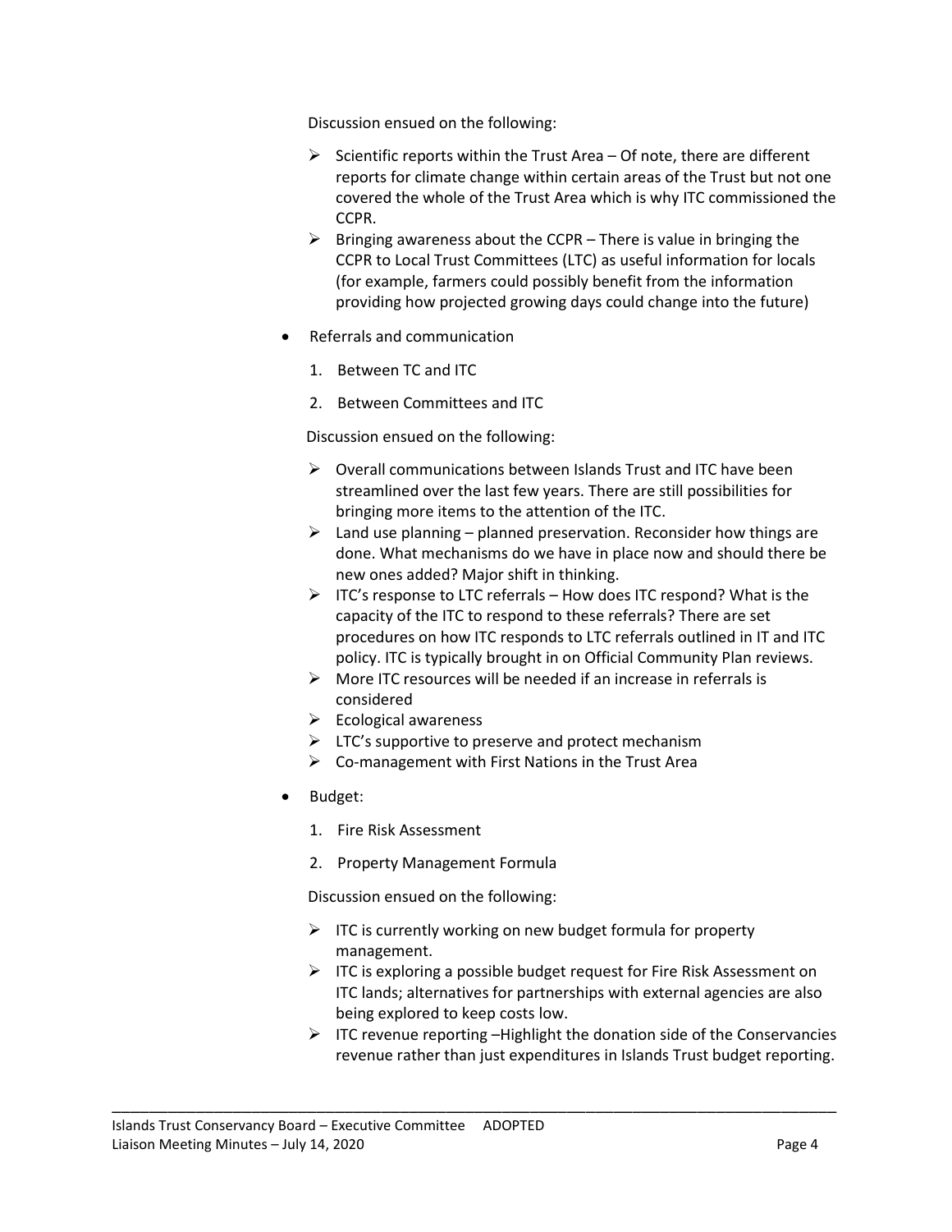Discussion ensued on the following:

- Scientific reports within the Trust Area – Of note, there are different reports for climate change within certain areas of the Trust but not one covered the whole of the Trust Area which is why ITC commissioned the CCPR.
- Bringing awareness about the CCPR – There is value in bringing the CCPR to Local Trust Committees (LTC) as useful information for locals (for example, farmers could possibly benefit from the information providing how projected growing days could change into the future)

- Referrals and communication

  1. Between TC and ITC
  2. Between Committees and ITC

  Discussion ensued on the following:

  - Overall communications between Islands Trust and ITC have been streamlined over the last few years. There are still possibilities for bringing more items to the attention of the ITC.
  - Land use planning – planned preservation. Reconsider how things are done. What mechanisms do we have in place now and should there be new ones added? Major shift in thinking.
  - ITC's response to LTC referrals – How does ITC respond? What is the capacity of the ITC to respond to these referrals? There are set procedures on how ITC responds to LTC referrals outlined in IT and ITC policy. ITC is typically brought in on Official Community Plan reviews.
  - More ITC resources will be needed if an increase in referrals is considered
  - Ecological awareness
  - LTC's supportive to preserve and protect mechanism
  - Co-management with First Nations in the Trust Area

- Budget:

  1. Fire Risk Assessment
  2. Property Management Formula

  Discussion ensued on the following:

  - ITC is currently working on new budget formula for property management.
  - ITC is exploring a possible budget request for Fire Risk Assessment on ITC lands; alternatives for partnerships with external agencies are also being explored to keep costs low.
  - ITC revenue reporting –Highlight the donation side of the Conservancies revenue rather than just expenditures in Islands Trust budget reporting.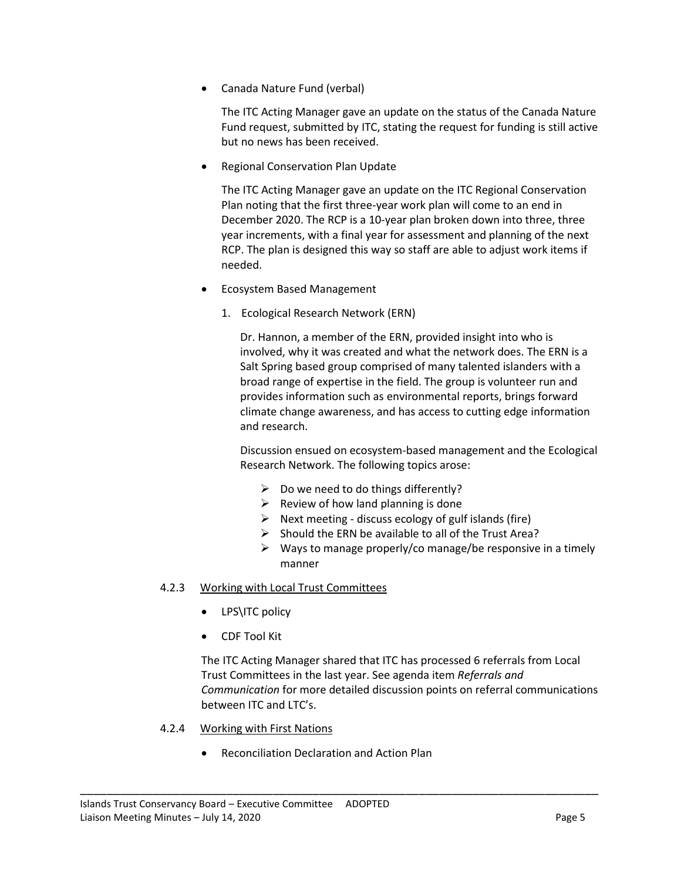- Canada Nature Fund (verbal)

  The ITC Acting Manager gave an update on the status of the Canada Nature Fund request, submitted by ITC, stating the request for funding is still active but no news has been received.

- Regional Conservation Plan Update

  The ITC Acting Manager gave an update on the ITC Regional Conservation Plan noting that the first three-year work plan will come to an end in December 2020. The RCP is a 10-year plan broken down into three, three year increments, with a final year for assessment and planning of the next RCP. The plan is designed this way so staff are able to adjust work items if needed.

- Ecosystem Based Management

  1. Ecological Research Network (ERN)

     Dr. Hannon, a member of the ERN, provided insight into who is involved, why it was created and what the network does. The ERN is a Salt Spring based group comprised of many talented islanders with a broad range of expertise in the field. The group is volunteer run and provides information such as environmental reports, brings forward climate change awareness, and has access to cutting edge information and research.

     Discussion ensued on ecosystem-based management and the Ecological Research Network. The following topics arose:

     - Do we need to do things differently?
     - Review of how land planning is done
     - Next meeting - discuss ecology of gulf islands (fire)
     - Should the ERN be available to all of the Trust Area?
     - Ways to manage properly/co manage/be responsive in a timely manner

4.2.3 <u>Working with Local Trust Committees</u>

- LPS\ITC policy
- CDF Tool Kit

The ITC Acting Manager shared that ITC has processed 6 referrals from Local Trust Committees in the last year. See agenda item *Referrals and Communication* for more detailed discussion points on referral communications between ITC and LTC's.

4.2.4 <u>Working with First Nations</u>

- Reconciliation Declaration and Action Plan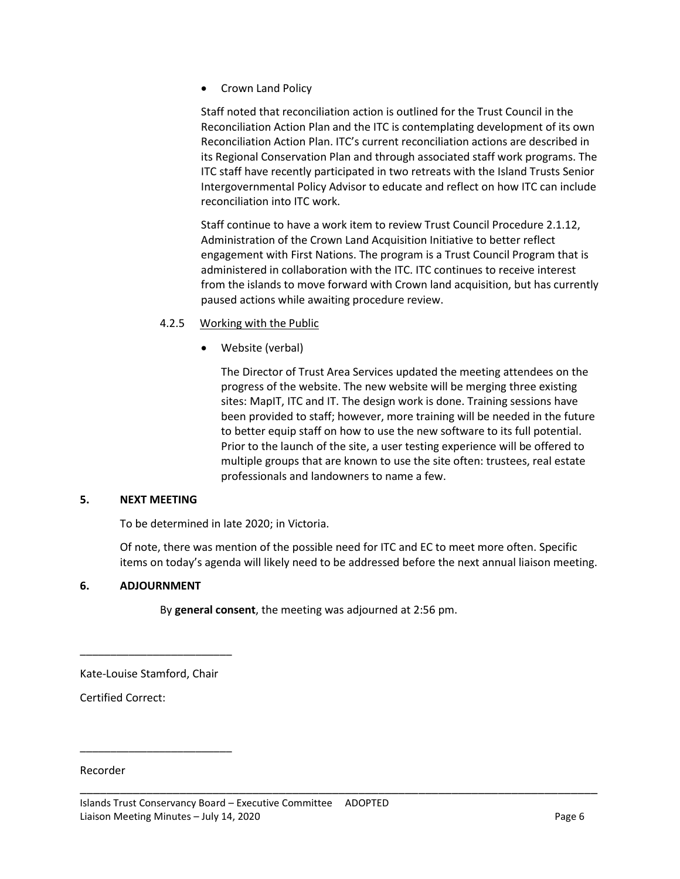- Crown Land Policy

  Staff noted that reconciliation action is outlined for the Trust Council in the Reconciliation Action Plan and the ITC is contemplating development of its own Reconciliation Action Plan. ITC's current reconciliation actions are described in its Regional Conservation Plan and through associated staff work programs. The ITC staff have recently participated in two retreats with the Island Trusts Senior Intergovernmental Policy Advisor to educate and reflect on how ITC can include reconciliation into ITC work.

  Staff continue to have a work item to review Trust Council Procedure 2.1.12, Administration of the Crown Land Acquisition Initiative to better reflect engagement with First Nations. The program is a Trust Council Program that is administered in collaboration with the ITC. ITC continues to receive interest from the islands to move forward with Crown land acquisition, but has currently paused actions while awaiting procedure review.

4.2.5 Working with the Public

- Website (verbal)

  The Director of Trust Area Services updated the meeting attendees on the progress of the website. The new website will be merging three existing sites: MapIT, ITC and IT. The design work is done. Training sessions have been provided to staff; however, more training will be needed in the future to better equip staff on how to use the new software to its full potential. Prior to the launch of the site, a user testing experience will be offered to multiple groups that are known to use the site often: trustees, real estate professionals and landowners to name a few.

## 5. NEXT MEETING

To be determined in late 2020; in Victoria.

Of note, there was mention of the possible need for ITC and EC to meet more often. Specific items on today's agenda will likely need to be addressed before the next annual liaison meeting.

## 6. ADJOURNMENT

By **general consent**, the meeting was adjourned at 2:56 pm.

_________________________

Kate-Louise Stamford, Chair

Certified Correct:

_________________________

Recorder